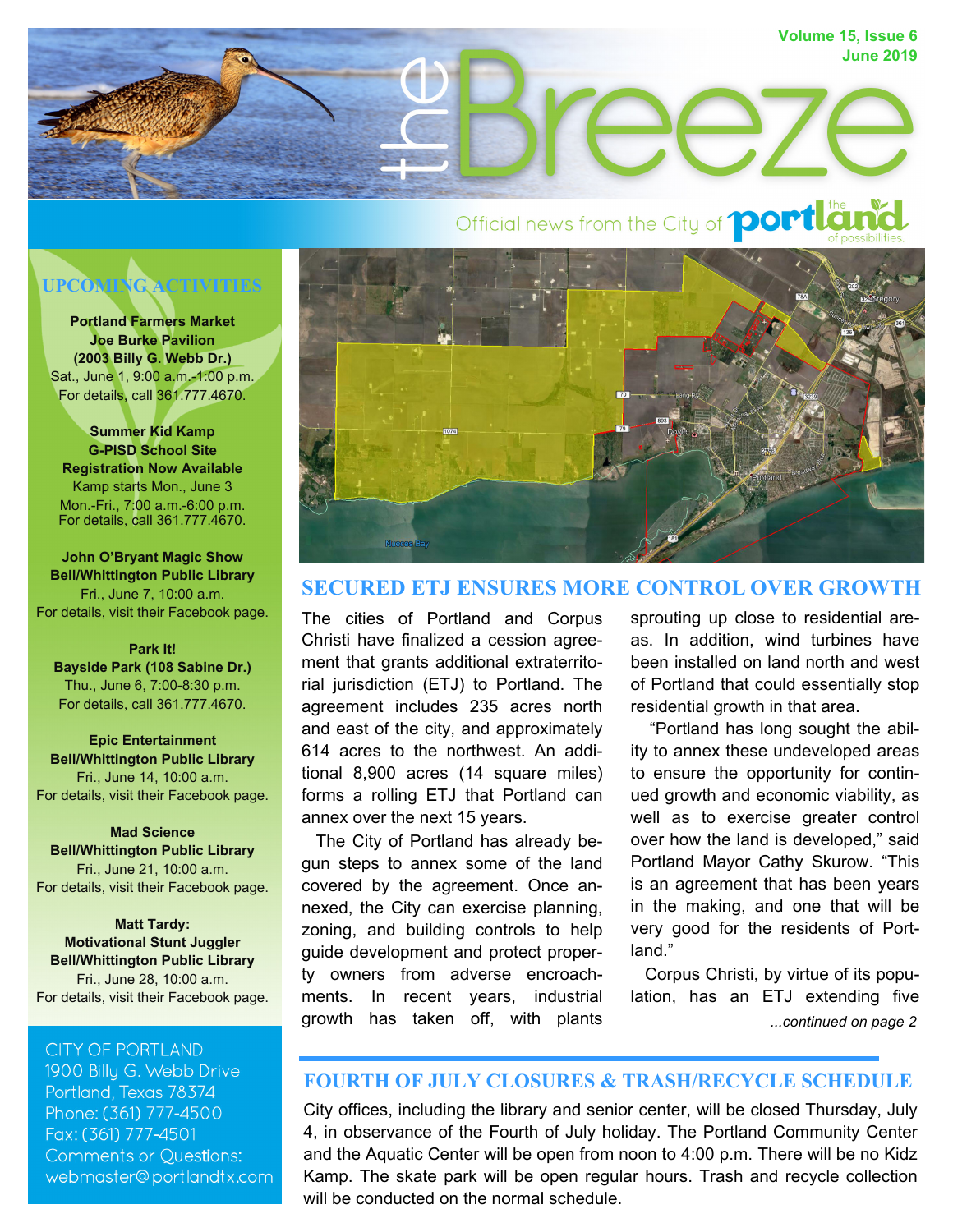# the Breeze

Volume 15, Issue 6
June 2019

Official news from the City of portland — the land of possibilities.

## UPCOMING ACTIVITIES

**Portland Farmers Market**
**Joe Burke Pavilion**
**(2003 Billy G. Webb Dr.)**
Sat., June 1, 9:00 a.m.-1:00 p.m.
For details, call 361.777.4670.

**Summer Kid Kamp**
**G-PISD School Site**
**Registration Now Available**
Kamp starts Mon., June 3
Mon.-Fri., 7:00 a.m.-6:00 p.m.
For details, call 361.777.4670.

**John O'Bryant Magic Show**
**Bell/Whittington Public Library**
Fri., June 7, 10:00 a.m.
For details, visit their Facebook page.

**Park It!**
**Bayside Park (108 Sabine Dr.)**
Thu., June 6, 7:00-8:30 p.m.
For details, call 361.777.4670.

**Epic Entertainment**
**Bell/Whittington Public Library**
Fri., June 14, 10:00 a.m.
For details, visit their Facebook page.

**Mad Science**
**Bell/Whittington Public Library**
Fri., June 21, 10:00 a.m.
For details, visit their Facebook page.

**Matt Tardy:**
**Motivational Stunt Juggler**
**Bell/Whittington Public Library**
Fri., June 28, 10:00 a.m.
For details, visit their Facebook page.

CITY OF PORTLAND
1900 Billy G. Webb Drive
Portland, Texas 78374
Phone: (361) 777-4500
Fax: (361) 777-4501
Comments or Questions:
webmaster@portlandtx.com

## SECURED ETJ ENSURES MORE CONTROL OVER GROWTH

The cities of Portland and Corpus Christi have finalized a cession agreement that grants additional extraterritorial jurisdiction (ETJ) to Portland. The agreement includes 235 acres north and east of the city, and approximately 614 acres to the northwest. An additional 8,900 acres (14 square miles) forms a rolling ETJ that Portland can annex over the next 15 years.

The City of Portland has already begun steps to annex some of the land covered by the agreement. Once annexed, the City can exercise planning, zoning, and building controls to help guide development and protect property owners from adverse encroachments. In recent years, industrial growth has taken off, with plants sprouting up close to residential areas. In addition, wind turbines have been installed on land north and west of Portland that could essentially stop residential growth in that area.

"Portland has long sought the ability to annex these undeveloped areas to ensure the opportunity for continued growth and economic viability, as well as to exercise greater control over how the land is developed," said Portland Mayor Cathy Skurow. "This is an agreement that has been years in the making, and one that will be very good for the residents of Portland."

Corpus Christi, by virtue of its population, has an ETJ extending five

*...continued on page 2*

## FOURTH OF JULY CLOSURES & TRASH/RECYCLE SCHEDULE

City offices, including the library and senior center, will be closed Thursday, July 4, in observance of the Fourth of July holiday. The Portland Community Center and the Aquatic Center will be open from noon to 4:00 p.m. There will be no Kidz Kamp. The skate park will be open regular hours. Trash and recycle collection will be conducted on the normal schedule.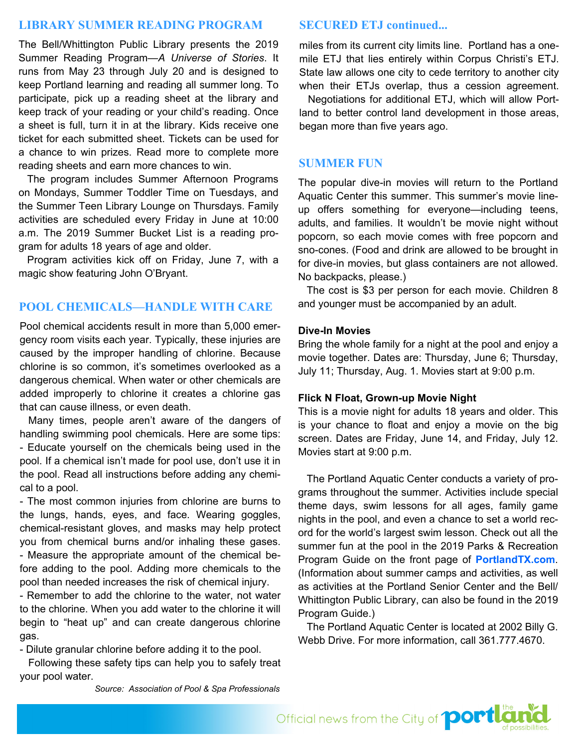## LIBRARY SUMMER READING PROGRAM

The Bell/Whittington Public Library presents the 2019 Summer Reading Program—*A Universe of Stories*. It runs from May 23 through July 20 and is designed to keep Portland learning and reading all summer long. To participate, pick up a reading sheet at the library and keep track of your reading or your child's reading. Once a sheet is full, turn it in at the library. Kids receive one ticket for each submitted sheet. Tickets can be used for a chance to win prizes. Read more to complete more reading sheets and earn more chances to win.

The program includes Summer Afternoon Programs on Mondays, Summer Toddler Time on Tuesdays, and the Summer Teen Library Lounge on Thursdays. Family activities are scheduled every Friday in June at 10:00 a.m. The 2019 Summer Bucket List is a reading program for adults 18 years of age and older.

Program activities kick off on Friday, June 7, with a magic show featuring John O'Bryant.

## POOL CHEMICALS—HANDLE WITH CARE

Pool chemical accidents result in more than 5,000 emergency room visits each year. Typically, these injuries are caused by the improper handling of chlorine. Because chlorine is so common, it's sometimes overlooked as a dangerous chemical. When water or other chemicals are added improperly to chlorine it creates a chlorine gas that can cause illness, or even death.

Many times, people aren't aware of the dangers of handling swimming pool chemicals. Here are some tips:

- Educate yourself on the chemicals being used in the pool. If a chemical isn't made for pool use, don't use it in the pool. Read all instructions before adding any chemical to a pool.
- The most common injuries from chlorine are burns to the lungs, hands, eyes, and face. Wearing goggles, chemical-resistant gloves, and masks may help protect you from chemical burns and/or inhaling these gases.
- Measure the appropriate amount of the chemical before adding to the pool. Adding more chemicals to the pool than needed increases the risk of chemical injury.
- Remember to add the chlorine to the water, not water to the chlorine. When you add water to the chlorine it will begin to "heat up" and can create dangerous chlorine gas.
- Dilute granular chlorine before adding it to the pool.

Following these safety tips can help you to safely treat your pool water.

*Source: Association of Pool & Spa Professionals*

## SECURED ETJ continued...

miles from its current city limits line. Portland has a one-mile ETJ that lies entirely within Corpus Christi's ETJ. State law allows one city to cede territory to another city when their ETJs overlap, thus a cession agreement.

Negotiations for additional ETJ, which will allow Portland to better control land development in those areas, began more than five years ago.

## SUMMER FUN

The popular dive-in movies will return to the Portland Aquatic Center this summer. This summer's movie lineup offers something for everyone—including teens, adults, and families. It wouldn't be movie night without popcorn, so each movie comes with free popcorn and sno-cones. (Food and drink are allowed to be brought in for dive-in movies, but glass containers are not allowed. No backpacks, please.)

The cost is $3 per person for each movie. Children 8 and younger must be accompanied by an adult.

**Dive-In Movies**

Bring the whole family for a night at the pool and enjoy a movie together. Dates are: Thursday, June 6; Thursday, July 11; Thursday, Aug. 1. Movies start at 9:00 p.m.

**Flick N Float, Grown-up Movie Night**

This is a movie night for adults 18 years and older. This is your chance to float and enjoy a movie on the big screen. Dates are Friday, June 14, and Friday, July 12. Movies start at 9:00 p.m.

The Portland Aquatic Center conducts a variety of programs throughout the summer. Activities include special theme days, swim lessons for all ages, family game nights in the pool, and even a chance to set a world record for the world's largest swim lesson. Check out all the summer fun at the pool in the 2019 Parks & Recreation Program Guide on the front page of **PortlandTX.com**. (Information about summer camps and activities, as well as activities at the Portland Senior Center and the Bell/Whittington Public Library, can also be found in the 2019 Program Guide.)

The Portland Aquatic Center is located at 2002 Billy G. Webb Drive. For more information, call 361.777.4670.